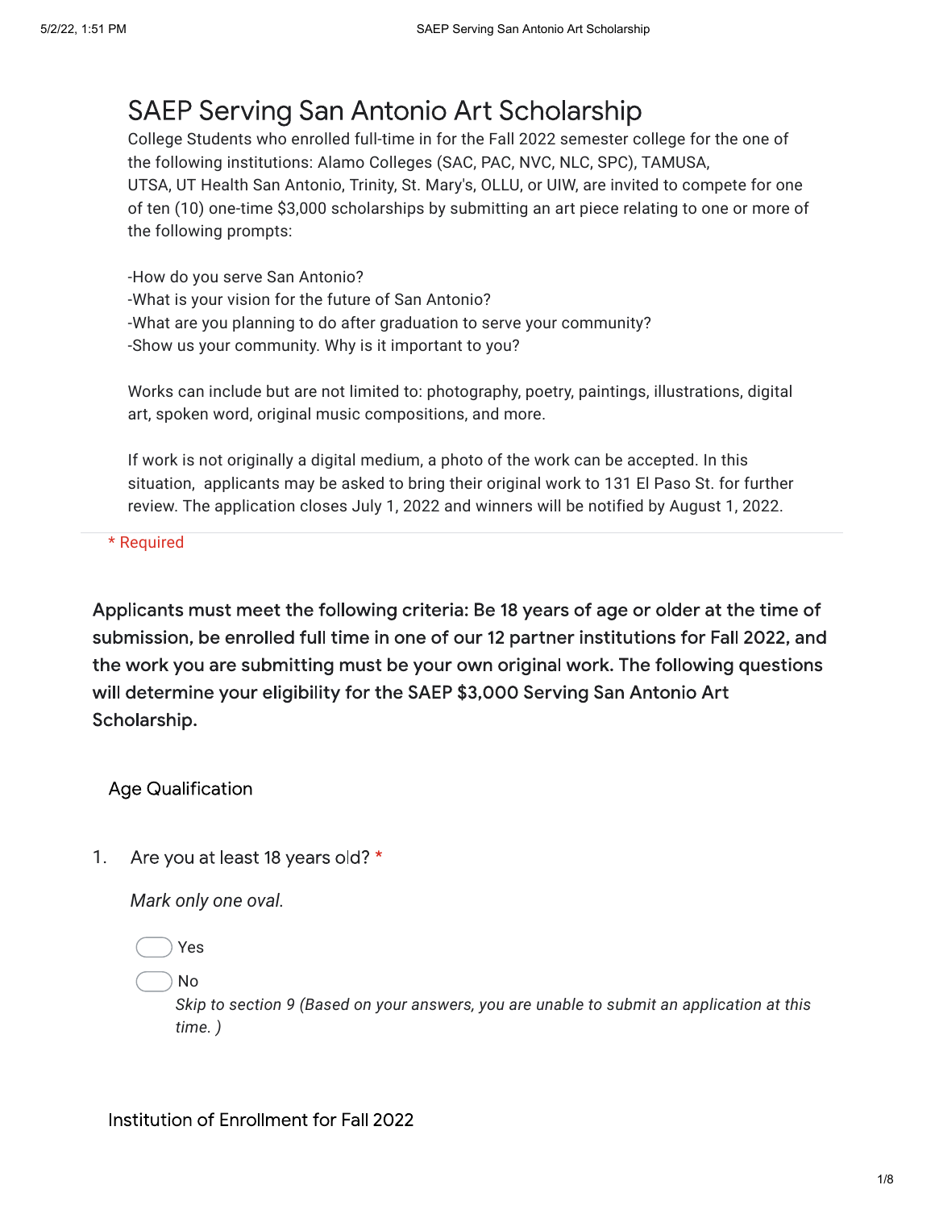# SAEP Serving San Antonio Art Scholarship

College Students who enrolled full-time in for the Fall 2022 semester college for the one of the following institutions: Alamo Colleges (SAC, PAC, NVC, NLC, SPC), TAMUSA, UTSA, UT Health San Antonio, Trinity, St. Mary's, OLLU, or UIW, are invited to compete for one of ten (10) one-time $3,000 scholarships by submitting an art piece relating to one or more of the following prompts:

-How do you serve San Antonio?
-What is your vision for the future of San Antonio?
-What are you planning to do after graduation to serve your community?
-Show us your community. Why is it important to you?

Works can include but are not limited to: photography, poetry, paintings, illustrations, digital art, spoken word, original music compositions, and more.

If work is not originally a digital medium, a photo of the work can be accepted. In this situation, applicants may be asked to bring their original work to 131 El Paso St. for further review. The application closes July 1, 2022 and winners will be notified by August 1, 2022.

\* Required

**Applicants must meet the following criteria: Be 18 years of age or older at the time of submission, be enrolled full time in one of our 12 partner institutions for Fall 2022, and the work you are submitting must be your own original work. The following questions will determine your eligibility for the SAEP $3,000 Serving San Antonio Art Scholarship.**

## Age Qualification

1. Are you at least 18 years old? *

*Mark only one oval.*

- ◯ Yes
- ◯ No

  *Skip to section 9 (Based on your answers, you are unable to submit an application at this time. )*

## Institution of Enrollment for Fall 2022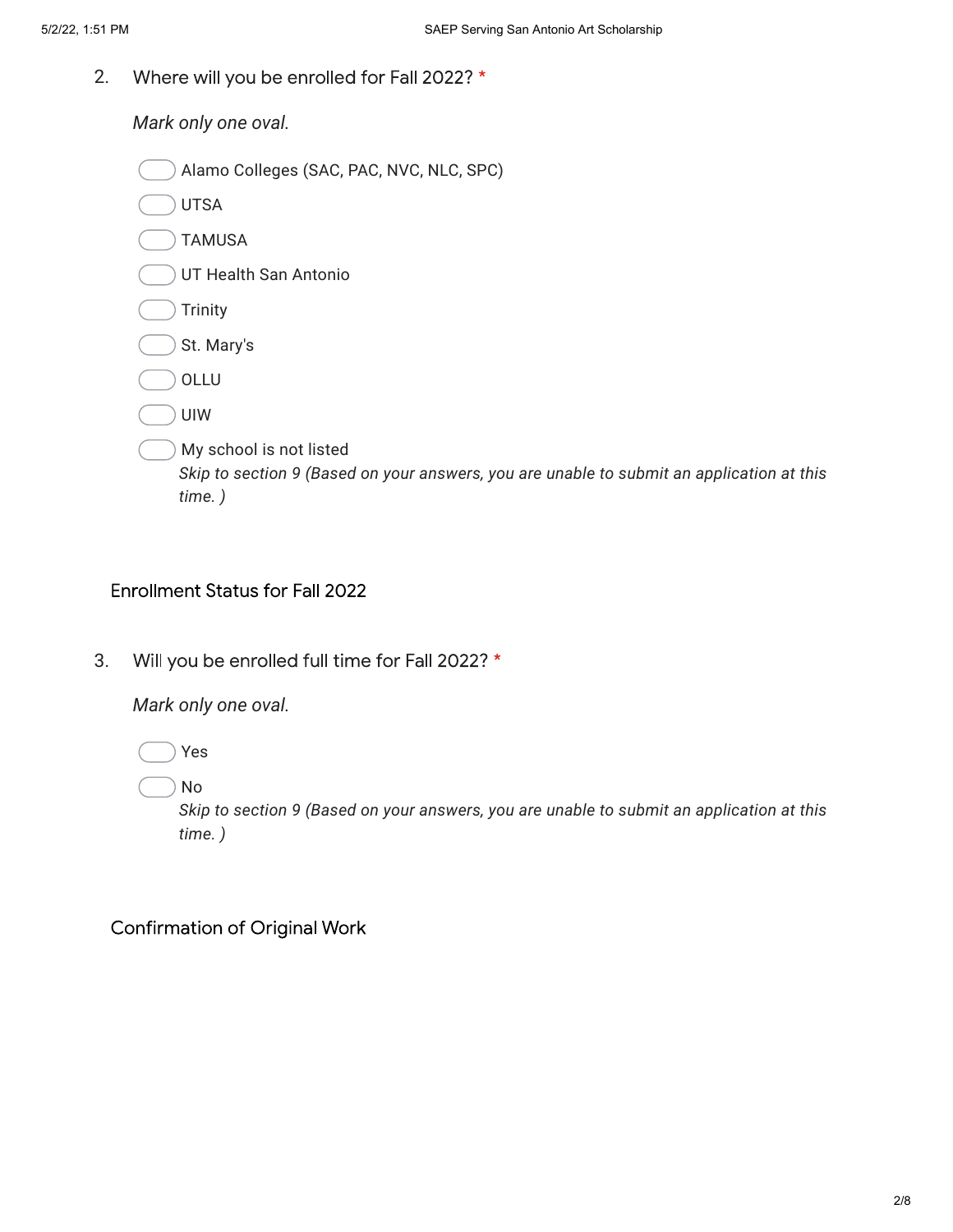2. Where will you be enrolled for Fall 2022? *

*Mark only one oval.*

- Alamo Colleges (SAC, PAC, NVC, NLC, SPC)
- UTSA
- TAMUSA
- UT Health San Antonio
- Trinity
- St. Mary's
- OLLU
- UIW
- My school is not listed
  *Skip to section 9 (Based on your answers, you are unable to submit an application at this time. )*

## Enrollment Status for Fall 2022

3. Will you be enrolled full time for Fall 2022? *

*Mark only one oval.*

- Yes
- No
  *Skip to section 9 (Based on your answers, you are unable to submit an application at this time. )*

## Confirmation of Original Work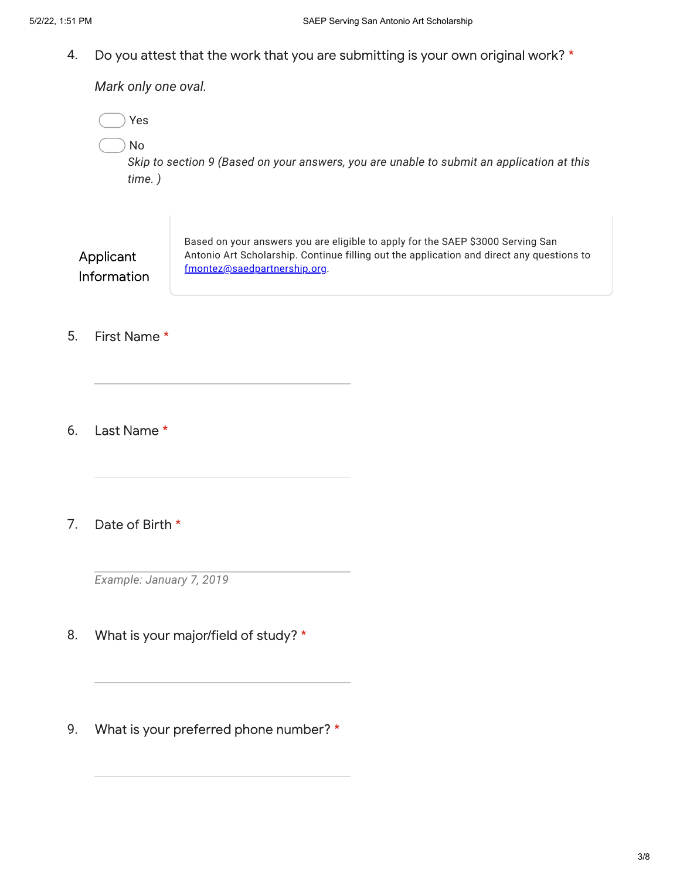4. Do you attest that the work that you are submitting is your own original work? *

*Mark only one oval.*

- Yes
- No
  *Skip to section 9 (Based on your answers, you are unable to submit an application at this time. )*

## Applicant Information

Based on your answers you are eligible to apply for the SAEP $3000 Serving San Antonio Art Scholarship. Continue filling out the application and direct any questions to fmontez@saedpartnership.org.

5. First Name *

6. Last Name *

7. Date of Birth *

*Example: January 7, 2019*

8. What is your major/field of study? *

9. What is your preferred phone number? *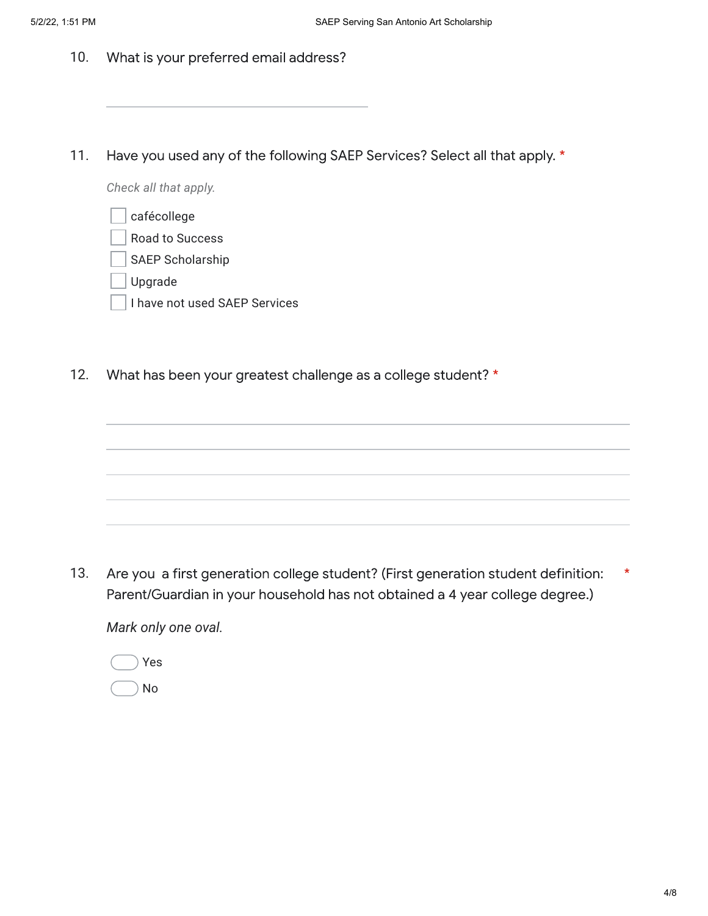10. What is your preferred email address?

\_\_\_\_\_\_\_\_\_\_\_\_\_\_\_\_\_\_\_\_\_\_\_\_\_\_\_\_\_\_\_\_\_\_\_\_\_\_\_\_

11. Have you used any of the following SAEP Services? Select all that apply. *

*Check all that apply.*

- [ ] cafécollege
- [ ] Road to Success
- [ ] SAEP Scholarship
- [ ] Upgrade
- [ ] I have not used SAEP Services

12. What has been your greatest challenge as a college student? *

\_\_\_\_\_\_\_\_\_\_\_\_\_\_\_\_\_\_\_\_\_\_\_\_\_\_\_\_\_\_\_\_\_\_\_\_\_\_\_\_\_\_\_\_\_\_\_\_\_\_\_\_\_\_\_\_\_\_\_\_\_\_\_\_\_\_\_\_\_\_\_\_\_\_\_\_

\_\_\_\_\_\_\_\_\_\_\_\_\_\_\_\_\_\_\_\_\_\_\_\_\_\_\_\_\_\_\_\_\_\_\_\_\_\_\_\_\_\_\_\_\_\_\_\_\_\_\_\_\_\_\_\_\_\_\_\_\_\_\_\_\_\_\_\_\_\_\_\_\_\_\_\_

\_\_\_\_\_\_\_\_\_\_\_\_\_\_\_\_\_\_\_\_\_\_\_\_\_\_\_\_\_\_\_\_\_\_\_\_\_\_\_\_\_\_\_\_\_\_\_\_\_\_\_\_\_\_\_\_\_\_\_\_\_\_\_\_\_\_\_\_\_\_\_\_\_\_\_\_

\_\_\_\_\_\_\_\_\_\_\_\_\_\_\_\_\_\_\_\_\_\_\_\_\_\_\_\_\_\_\_\_\_\_\_\_\_\_\_\_\_\_\_\_\_\_\_\_\_\_\_\_\_\_\_\_\_\_\_\_\_\_\_\_\_\_\_\_\_\_\_\_\_\_\_\_

\_\_\_\_\_\_\_\_\_\_\_\_\_\_\_\_\_\_\_\_\_\_\_\_\_\_\_\_\_\_\_\_\_\_\_\_\_\_\_\_\_\_\_\_\_\_\_\_\_\_\_\_\_\_\_\_\_\_\_\_\_\_\_\_\_\_\_\_\_\_\_\_\_\_\_\_

13. Are you a first generation college student? (First generation student definition: Parent/Guardian in your household has not obtained a 4 year college degree.) *

*Mark only one oval.*

- ◯ Yes
- ◯ No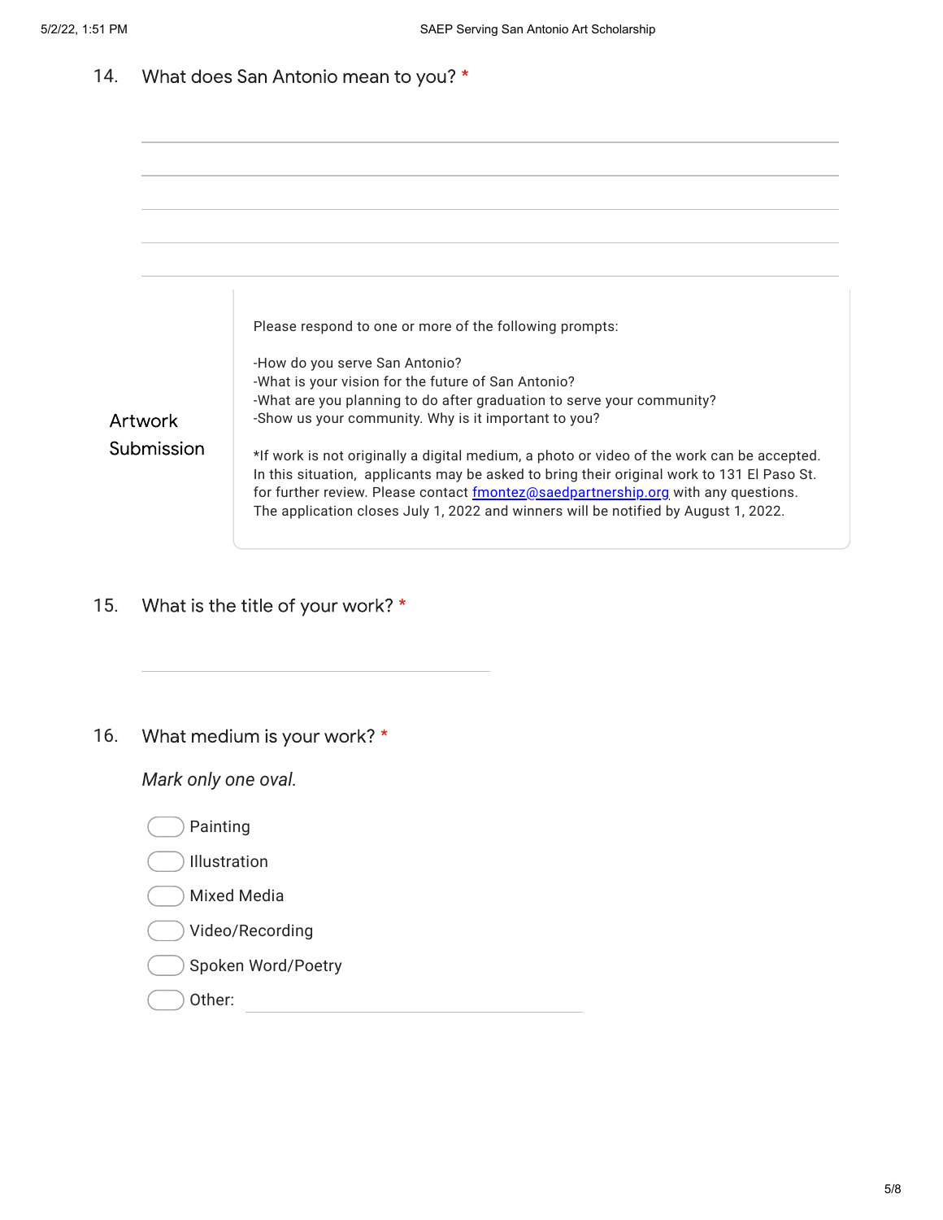14. What does San Antonio mean to you? *

## Artwork Submission

Please respond to one or more of the following prompts:

-How do you serve San Antonio?
-What is your vision for the future of San Antonio?
-What are you planning to do after graduation to serve your community?
-Show us your community. Why is it important to you?

*If work is not originally a digital medium, a photo or video of the work can be accepted. In this situation, applicants may be asked to bring their original work to 131 El Paso St. for further review. Please contact [fmontez@saedpartnership.org](mailto:fmontez@saedpartnership.org) with any questions. The application closes July 1, 2022 and winners will be notified by August 1, 2022.

15. What is the title of your work? *

16. What medium is your work? *

*Mark only one oval.*

- Painting
- Illustration
- Mixed Media
- Video/Recording
- Spoken Word/Poetry
- Other: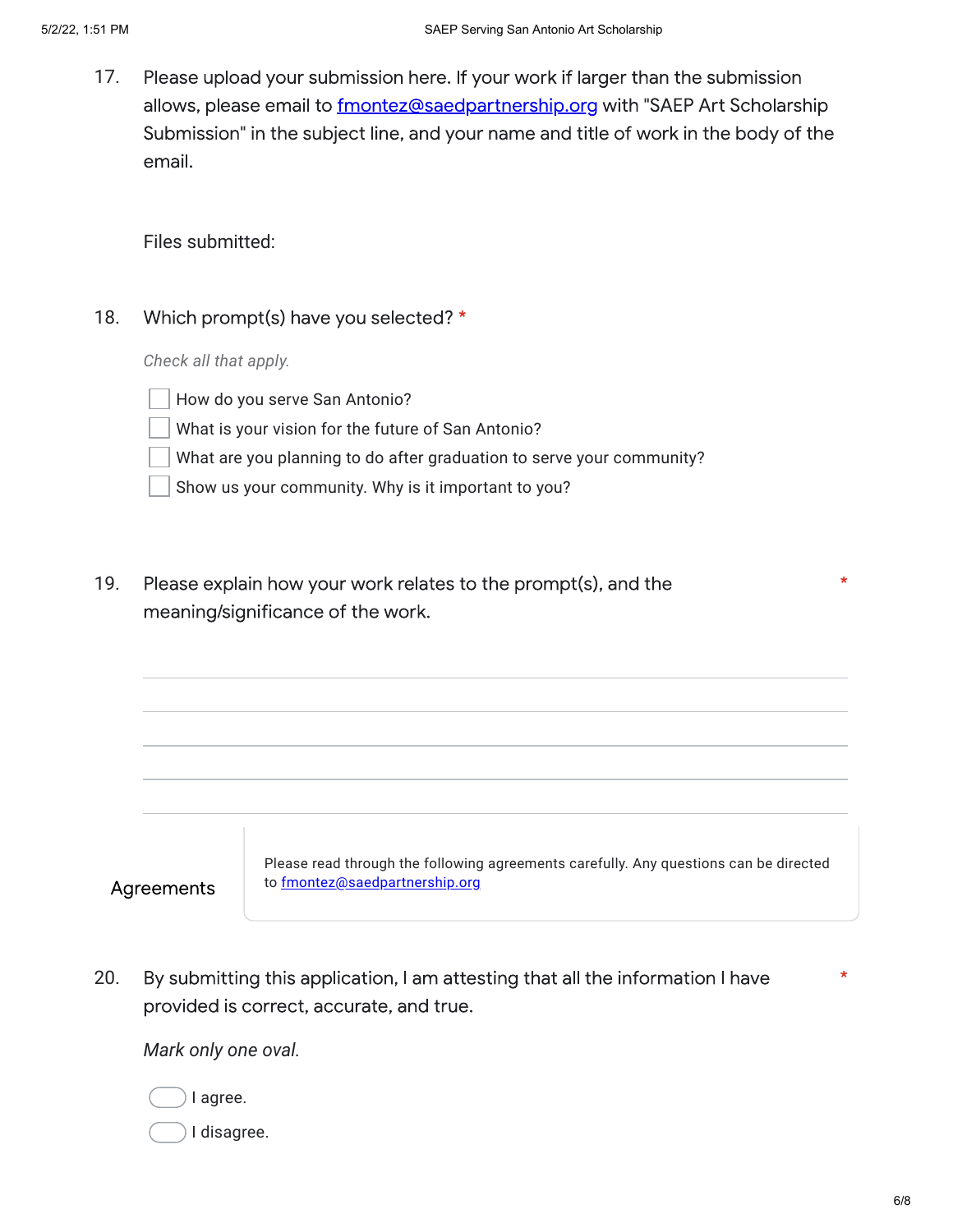17. Please upload your submission here. If your work if larger than the submission allows, please email to [fmontez@saedpartnership.org](mailto:fmontez@saedpartnership.org) with "SAEP Art Scholarship Submission" in the subject line, and your name and title of work in the body of the email.

    Files submitted:

18. Which prompt(s) have you selected? *

    *Check all that apply.*

    - [ ] How do you serve San Antonio?
    - [ ] What is your vision for the future of San Antonio?
    - [ ] What are you planning to do after graduation to serve your community?
    - [ ] Show us your community. Why is it important to you?

19. Please explain how your work relates to the prompt(s), and the meaning/significance of the work. *

    _______________________________________________

    _______________________________________________

    _______________________________________________

    _______________________________________________

    _______________________________________________

## Agreements

Please read through the following agreements carefully. Any questions can be directed to [fmontez@saedpartnership.org](mailto:fmontez@saedpartnership.org)

20. By submitting this application, I am attesting that all the information I have provided is correct, accurate, and true. *

    *Mark only one oval.*

    - ( ) I agree.
    - ( ) I disagree.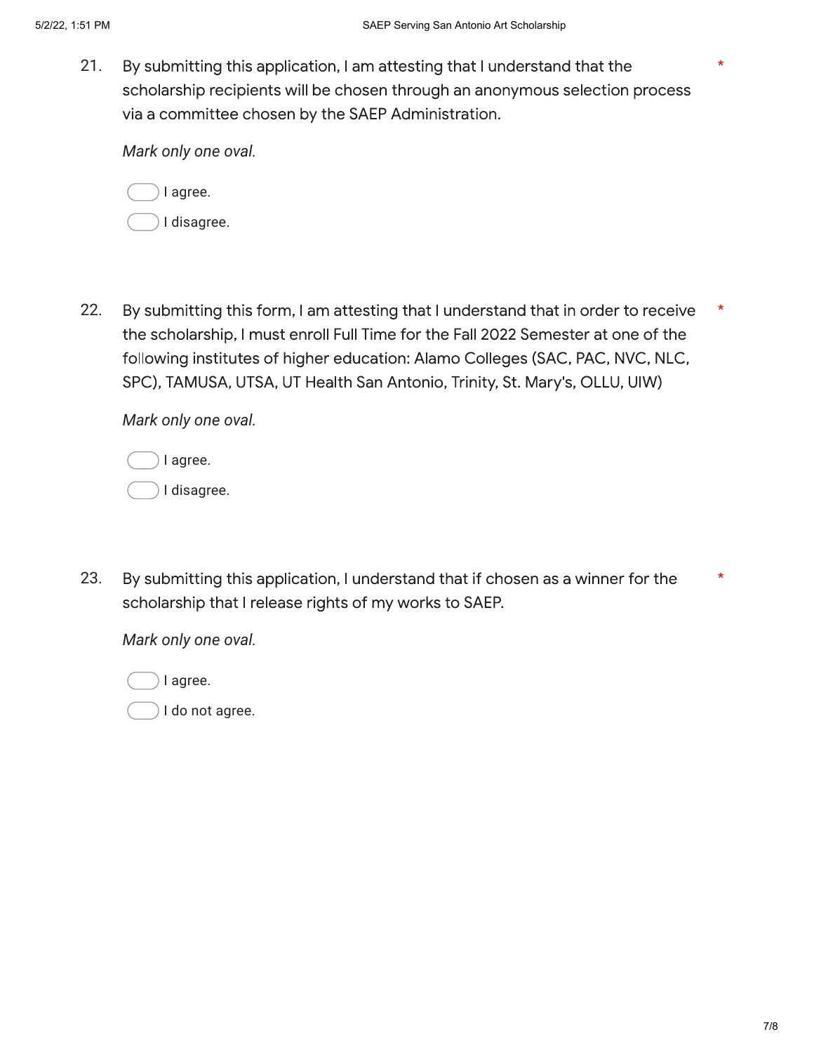21. By submitting this application, I am attesting that I understand that the scholarship recipients will be chosen through an anonymous selection process via a committee chosen by the SAEP Administration. *

    *Mark only one oval.*

    - [ ] I agree.
    - [ ] I disagree.

22. By submitting this form, I am attesting that I understand that in order to receive the scholarship, I must enroll Full Time for the Fall 2022 Semester at one of the following institutes of higher education: Alamo Colleges (SAC, PAC, NVC, NLC, SPC), TAMUSA, UTSA, UT Health San Antonio, Trinity, St. Mary's, OLLU, UIW) *

    *Mark only one oval.*

    - [ ] I agree.
    - [ ] I disagree.

23. By submitting this application, I understand that if chosen as a winner for the scholarship that I release rights of my works to SAEP. *

    *Mark only one oval.*

    - [ ] I agree.
    - [ ] I do not agree.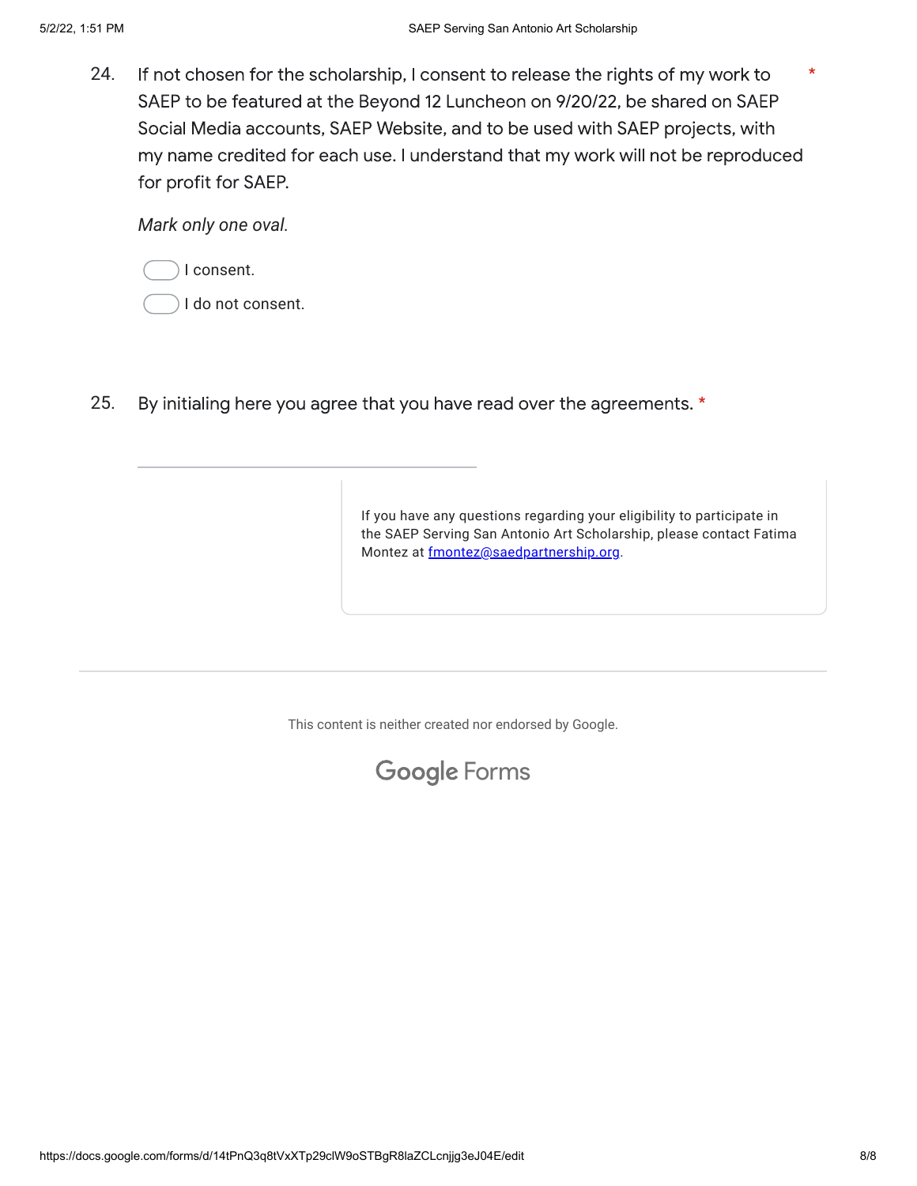24. If not chosen for the scholarship, I consent to release the rights of my work to SAEP to be featured at the Beyond 12 Luncheon on 9/20/22, be shared on SAEP Social Media accounts, SAEP Website, and to be used with SAEP projects, with my name credited for each use. I understand that my work will not be reproduced for profit for SAEP. *

*Mark only one oval.*

- [ ] I consent.
- [ ] I do not consent.

25. By initialing here you agree that you have read over the agreements. *

\_\_\_\_\_\_\_\_\_\_\_\_\_\_\_\_\_\_\_\_\_\_\_\_\_\_\_\_\_\_

If you have any questions regarding your eligibility to participate in the SAEP Serving San Antonio Art Scholarship, please contact Fatima Montez at [fmontez@saedpartnership.org](mailto:fmontez@saedpartnership.org).

This content is neither created nor endorsed by Google.

Google Forms